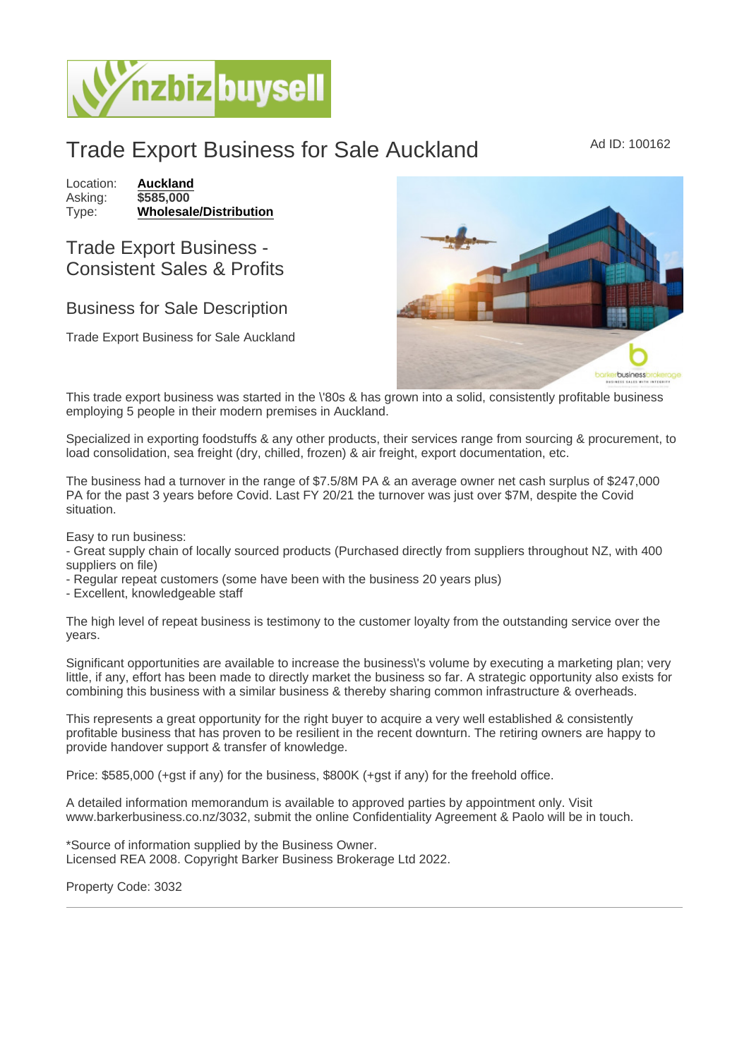# Trade Export Business for Sale Auckland

Ad ID: 100162

Location: **Auckland**
Asking: **$585,000**
Type: **Wholesale/Distribution**

## Trade Export Business - Consistent Sales & Profits

### Business for Sale Description

Trade Export Business for Sale Auckland

This trade export business was started in the \'80s & has grown into a solid, consistently profitable business employing 5 people in their modern premises in Auckland.

Specialized in exporting foodstuffs & any other products, their services range from sourcing & procurement, to load consolidation, sea freight (dry, chilled, frozen) & air freight, export documentation, etc.

The business had a turnover in the range of $7.5/8M PA & an average owner net cash surplus of $247,000 PA for the past 3 years before Covid. Last FY 20/21 the turnover was just over $7M, despite the Covid situation.

Easy to run business:
- Great supply chain of locally sourced products (Purchased directly from suppliers throughout NZ, with 400 suppliers on file)
- Regular repeat customers (some have been with the business 20 years plus)
- Excellent, knowledgeable staff

The high level of repeat business is testimony to the customer loyalty from the outstanding service over the years.

Significant opportunities are available to increase the business\'s volume by executing a marketing plan; very little, if any, effort has been made to directly market the business so far. A strategic opportunity also exists for combining this business with a similar business & thereby sharing common infrastructure & overheads.

This represents a great opportunity for the right buyer to acquire a very well established & consistently profitable business that has proven to be resilient in the recent downturn. The retiring owners are happy to provide handover support & transfer of knowledge.

Price: $585,000 (+gst if any) for the business, $800K (+gst if any) for the freehold office.

A detailed information memorandum is available to approved parties by appointment only. Visit www.barkerbusiness.co.nz/3032, submit the online Confidentiality Agreement & Paolo will be in touch.

*Source of information supplied by the Business Owner.
Licensed REA 2008. Copyright Barker Business Brokerage Ltd 2022.

Property Code: 3032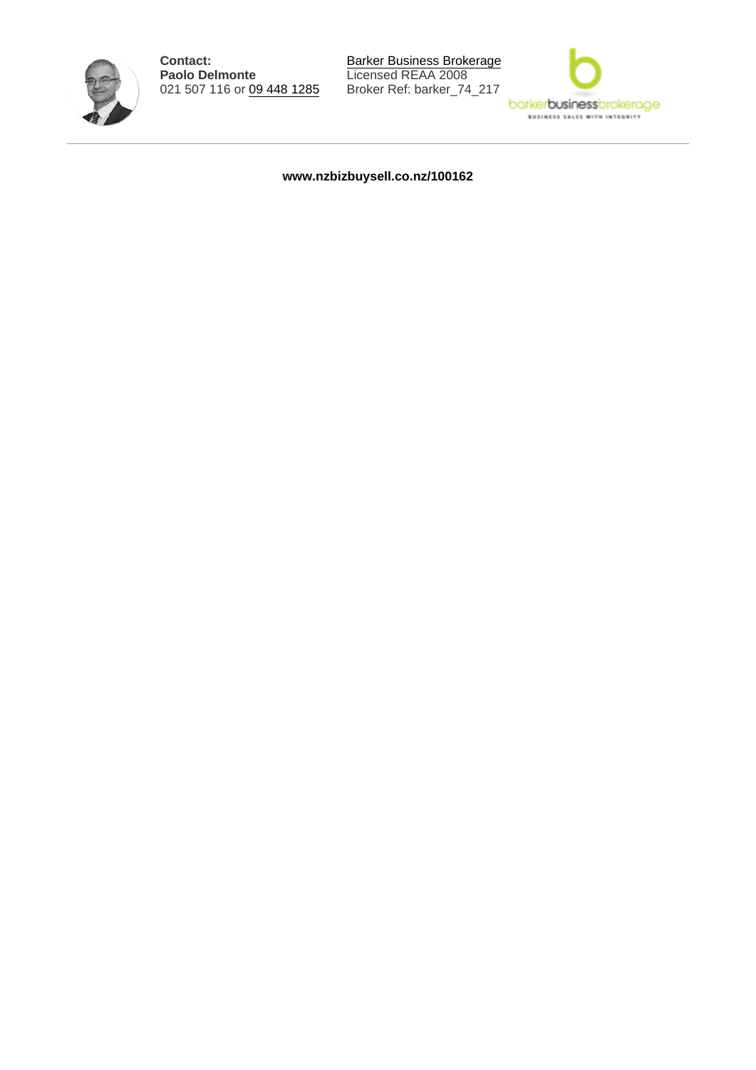**Contact:**
**Paolo Delmonte**
021 507 116 or 09 448 1285

Barker Business Brokerage
Licensed REAA 2008
Broker Ref: barker_74_217

---

**www.nzbizbuysell.co.nz/100162**